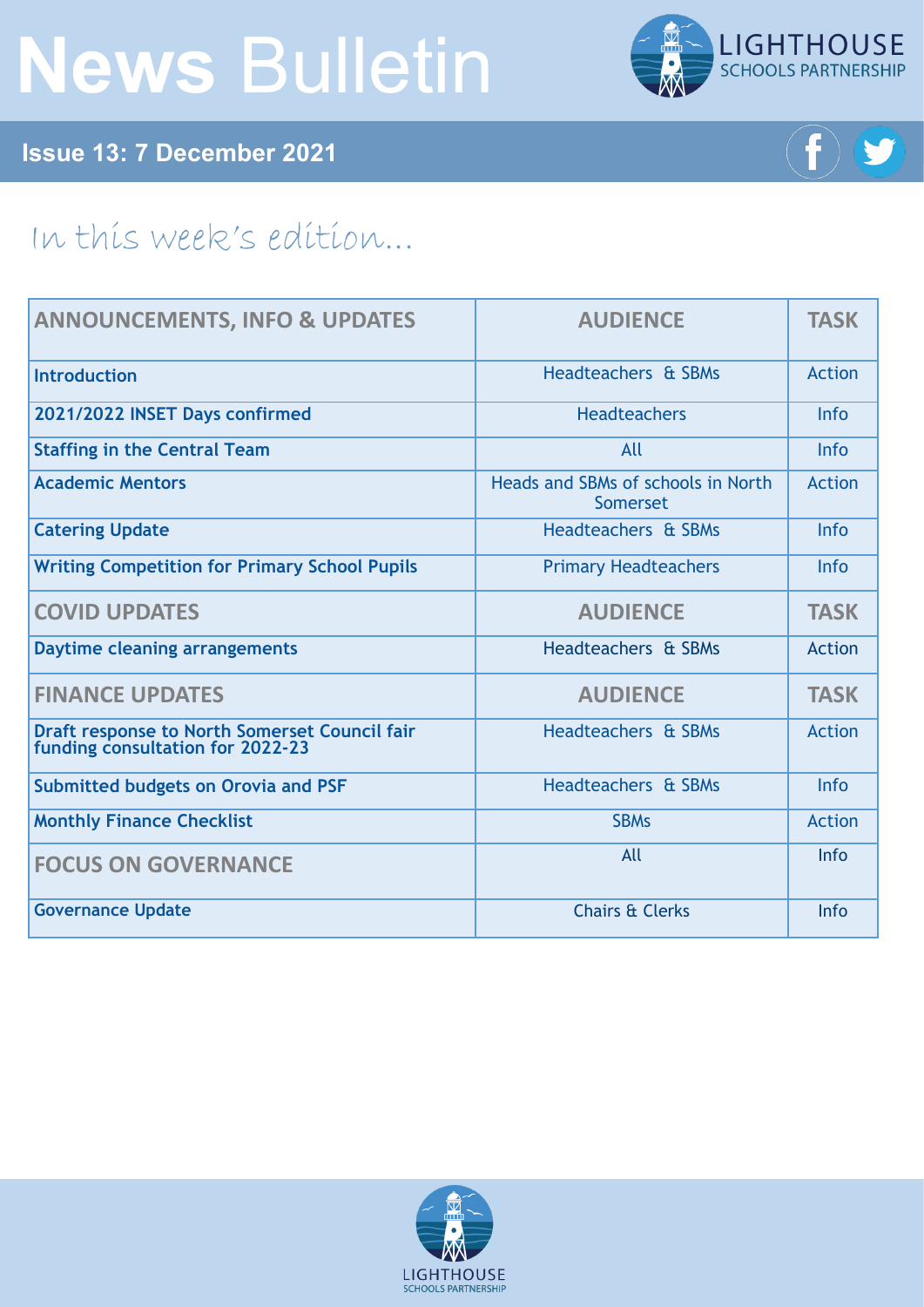# News Bulletin

LIGHTHOUSE SCHOOLS PARTNERSHIP

## Issue 13: 7 December 2021

## In this week's edition…

| ANNOUNCEMENTS, INFO & UPDATES | AUDIENCE | TASK |
|---|---|---|
| **Introduction** | Headteachers & SBMs | Action |
| **2021/2022 INSET Days confirmed** | Headteachers | Info |
| **Staffing in the Central Team** | All | Info |
| **Academic Mentors** | Heads and SBMs of schools in North Somerset | Action |
| **Catering Update** | Headteachers & SBMs | Info |
| **Writing Competition for Primary School Pupils** | Primary Headteachers | Info |
| **COVID UPDATES** | **AUDIENCE** | **TASK** |
| **Daytime cleaning arrangements** | Headteachers & SBMs | Action |
| **FINANCE UPDATES** | **AUDIENCE** | **TASK** |
| **Draft response to North Somerset Council fair funding consultation for 2022-23** | Headteachers & SBMs | Action |
| **Submitted budgets on Orovia and PSF** | Headteachers & SBMs | Info |
| **Monthly Finance Checklist** | SBMs | Action |
| **FOCUS ON GOVERNANCE** | All | Info |
| **Governance Update** | Chairs & Clerks | Info |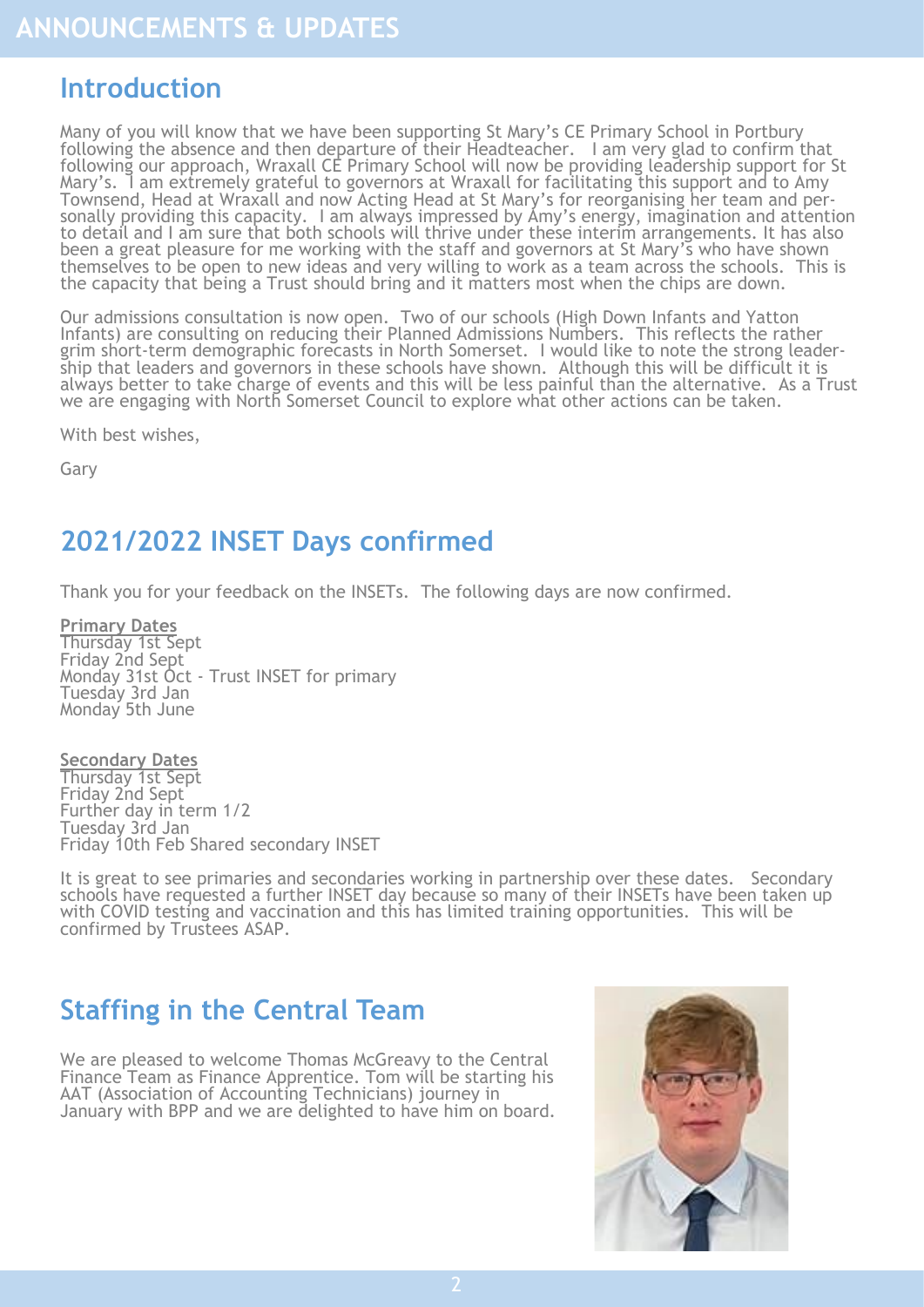# ANNOUNCEMENTS & UPDATES

## Introduction

Many of you will know that we have been supporting St Mary's CE Primary School in Portbury following the absence and then departure of their Headteacher. I am very glad to confirm that following our approach, Wraxall CE Primary School will now be providing leadership support for St Mary's. I am extremely grateful to governors at Wraxall for facilitating this support and to Amy Townsend, Head at Wraxall and now Acting Head at St Mary's for reorganising her team and personally providing this capacity. I am always impressed by Amy's energy, imagination and attention to detail and I am sure that both schools will thrive under these interim arrangements. It has also been a great pleasure for me working with the staff and governors at St Mary's who have shown themselves to be open to new ideas and very willing to work as a team across the schools. This is the capacity that being a Trust should bring and it matters most when the chips are down.

Our admissions consultation is now open. Two of our schools (High Down Infants and Yatton Infants) are consulting on reducing their Planned Admissions Numbers. This reflects the rather grim short-term demographic forecasts in North Somerset. I would like to note the strong leadership that leaders and governors in these schools have shown. Although this will be difficult it is always better to take charge of events and this will be less painful than the alternative. As a Trust we are engaging with North Somerset Council to explore what other actions can be taken.

With best wishes,

Gary

## 2021/2022 INSET Days confirmed

Thank you for your feedback on the INSETs. The following days are now confirmed.

**Primary Dates**
Thursday 1st Sept
Friday 2nd Sept
Monday 31st Oct - Trust INSET for primary
Tuesday 3rd Jan
Monday 5th June

**Secondary Dates**
Thursday 1st Sept
Friday 2nd Sept
Further day in term 1/2
Tuesday 3rd Jan
Friday 10th Feb Shared secondary INSET

It is great to see primaries and secondaries working in partnership over these dates. Secondary schools have requested a further INSET day because so many of their INSETs have been taken up with COVID testing and vaccination and this has limited training opportunities. This will be confirmed by Trustees ASAP.

## Staffing in the Central Team

We are pleased to welcome Thomas McGreavy to the Central Finance Team as Finance Apprentice. Tom will be starting his AAT (Association of Accounting Technicians) journey in January with BPP and we are delighted to have him on board.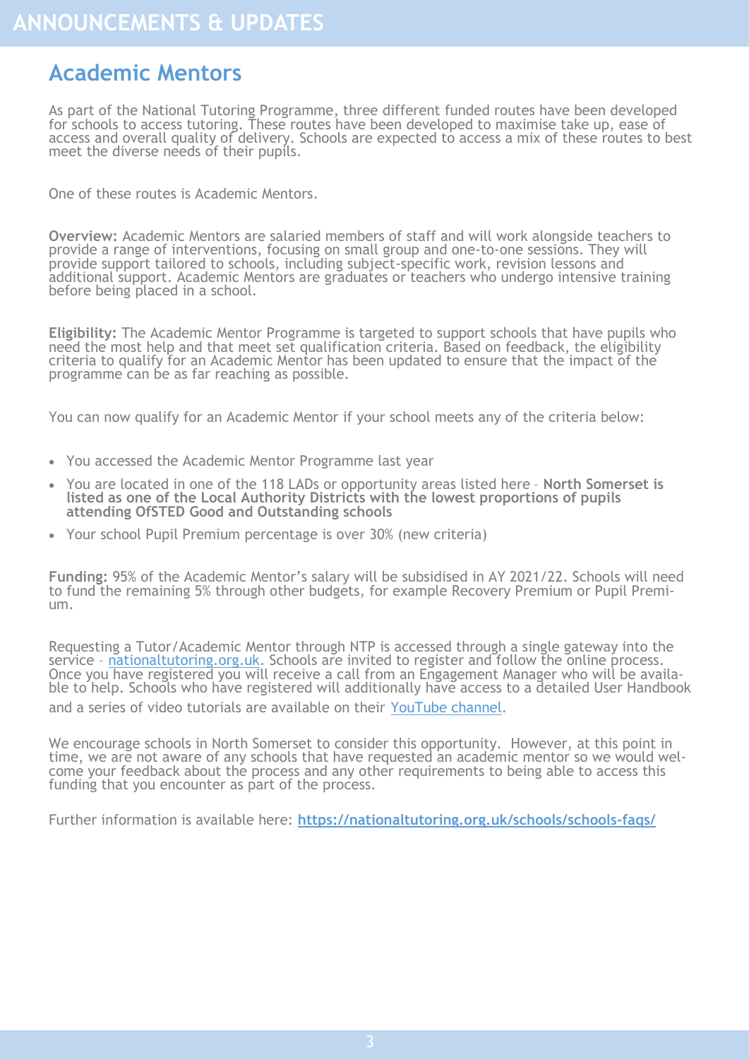# ANNOUNCEMENTS & UPDATES

## Academic Mentors

As part of the National Tutoring Programme, three different funded routes have been developed for schools to access tutoring. These routes have been developed to maximise take up, ease of access and overall quality of delivery. Schools are expected to access a mix of these routes to best meet the diverse needs of their pupils.

One of these routes is Academic Mentors.

**Overview:** Academic Mentors are salaried members of staff and will work alongside teachers to provide a range of interventions, focusing on small group and one-to-one sessions. They will provide support tailored to schools, including subject-specific work, revision lessons and additional support. Academic Mentors are graduates or teachers who undergo intensive training before being placed in a school.

**Eligibility:** The Academic Mentor Programme is targeted to support schools that have pupils who need the most help and that meet set qualification criteria. Based on feedback, the eligibility criteria to qualify for an Academic Mentor has been updated to ensure that the impact of the programme can be as far reaching as possible.

You can now qualify for an Academic Mentor if your school meets any of the criteria below:

- You accessed the Academic Mentor Programme last year
- You are located in one of the 118 LADs or opportunity areas listed here – **North Somerset is listed as one of the Local Authority Districts with the lowest proportions of pupils attending OfSTED Good and Outstanding schools**
- Your school Pupil Premium percentage is over 30% (new criteria)

**Funding:** 95% of the Academic Mentor's salary will be subsidised in AY 2021/22. Schools will need to fund the remaining 5% through other budgets, for example Recovery Premium or Pupil Premium.

Requesting a Tutor/Academic Mentor through NTP is accessed through a single gateway into the service – nationaltutoring.org.uk. Schools are invited to register and follow the online process. Once you have registered you will receive a call from an Engagement Manager who will be available to help. Schools who have registered will additionally have access to a detailed User Handbook and a series of video tutorials are available on their YouTube channel.

We encourage schools in North Somerset to consider this opportunity. However, at this point in time, we are not aware of any schools that have requested an academic mentor so we would welcome your feedback about the process and any other requirements to being able to access this funding that you encounter as part of the process.

Further information is available here: **https://nationaltutoring.org.uk/schools/schools-faqs/**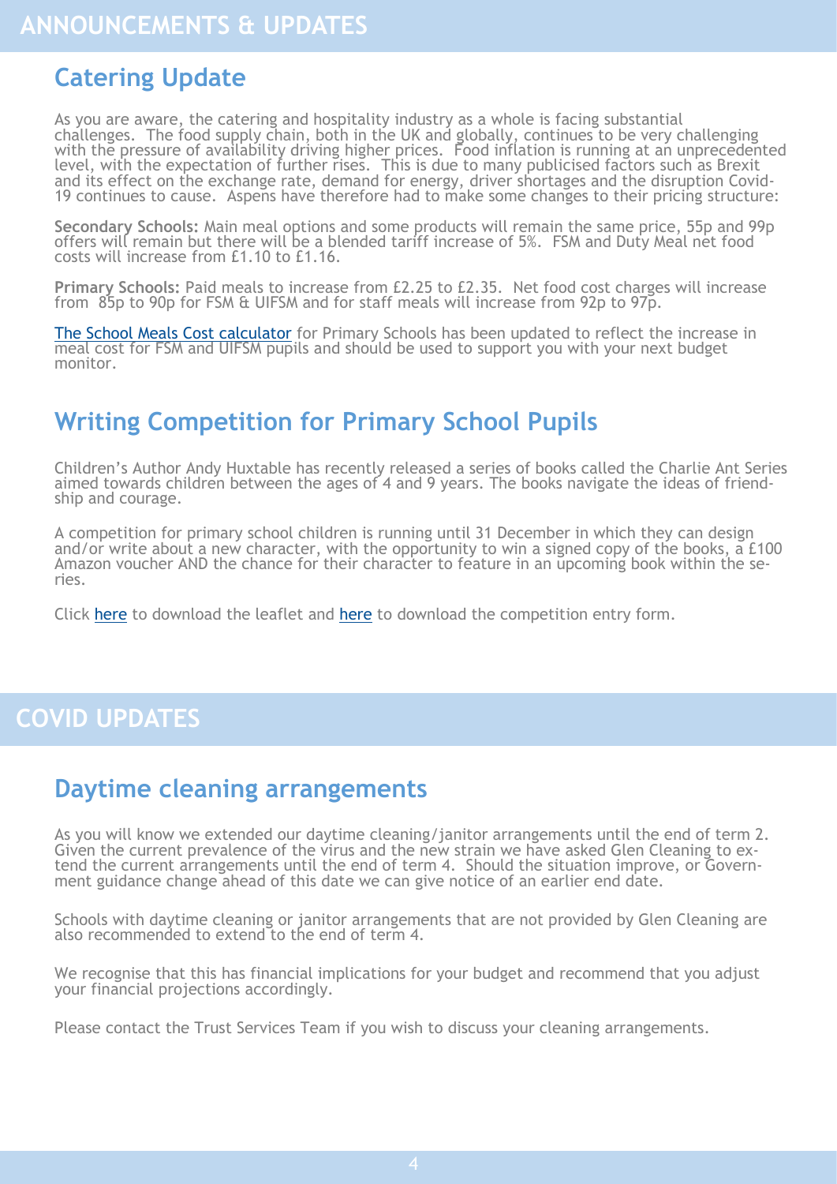# ANNOUNCEMENTS & UPDATES

## Catering Update

As you are aware, the catering and hospitality industry as a whole is facing substantial challenges. The food supply chain, both in the UK and globally, continues to be very challenging with the pressure of availability driving higher prices. Food inflation is running at an unprecedented level, with the expectation of further rises. This is due to many publicised factors such as Brexit and its effect on the exchange rate, demand for energy, driver shortages and the disruption Covid-19 continues to cause. Aspens have therefore had to make some changes to their pricing structure:

**Secondary Schools:** Main meal options and some products will remain the same price, 55p and 99p offers will remain but there will be a blended tariff increase of 5%. FSM and Duty Meal net food costs will increase from £1.10 to £1.16.

**Primary Schools:** Paid meals to increase from £2.25 to £2.35. Net food cost charges will increase from 85p to 90p for FSM & UIFSM and for staff meals will increase from 92p to 97p.

The School Meals Cost calculator for Primary Schools has been updated to reflect the increase in meal cost for FSM and UIFSM pupils and should be used to support you with your next budget monitor.

## Writing Competition for Primary School Pupils

Children's Author Andy Huxtable has recently released a series of books called the Charlie Ant Series aimed towards children between the ages of 4 and 9 years. The books navigate the ideas of friendship and courage.

A competition for primary school children is running until 31 December in which they can design and/or write about a new character, with the opportunity to win a signed copy of the books, a £100 Amazon voucher AND the chance for their character to feature in an upcoming book within the series.

Click here to download the leaflet and here to download the competition entry form.

# COVID UPDATES

## Daytime cleaning arrangements

As you will know we extended our daytime cleaning/janitor arrangements until the end of term 2. Given the current prevalence of the virus and the new strain we have asked Glen Cleaning to extend the current arrangements until the end of term 4. Should the situation improve, or Government guidance change ahead of this date we can give notice of an earlier end date.

Schools with daytime cleaning or janitor arrangements that are not provided by Glen Cleaning are also recommended to extend to the end of term 4.

We recognise that this has financial implications for your budget and recommend that you adjust your financial projections accordingly.

Please contact the Trust Services Team if you wish to discuss your cleaning arrangements.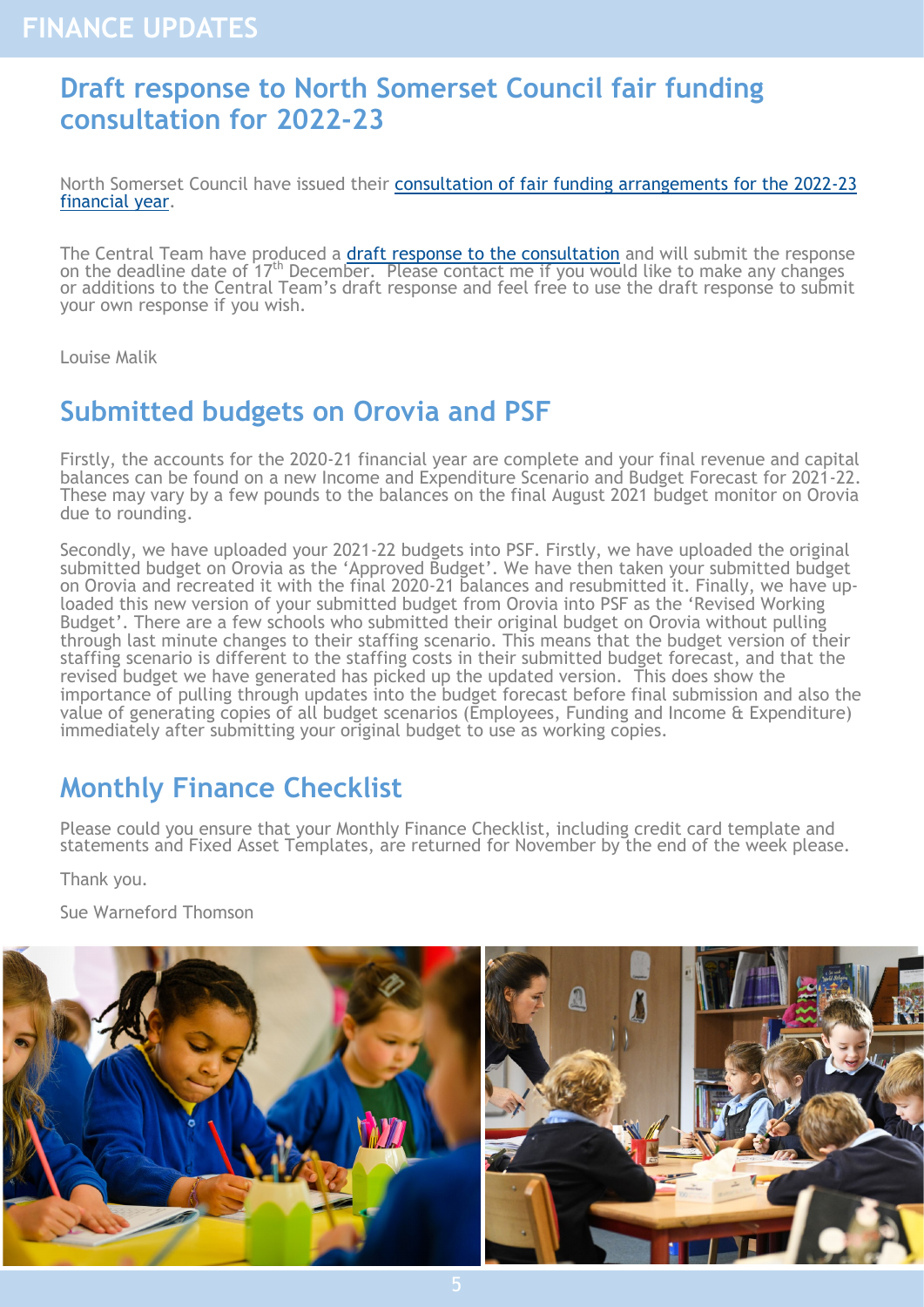# FINANCE UPDATES

## Draft response to North Somerset Council fair funding consultation for 2022-23

North Somerset Council have issued their consultation of fair funding arrangements for the 2022-23 financial year.

The Central Team have produced a draft response to the consultation and will submit the response on the deadline date of 17th December. Please contact me if you would like to make any changes or additions to the Central Team's draft response and feel free to use the draft response to submit your own response if you wish.

Louise Malik

## Submitted budgets on Orovia and PSF

Firstly, the accounts for the 2020-21 financial year are complete and your final revenue and capital balances can be found on a new Income and Expenditure Scenario and Budget Forecast for 2021-22. These may vary by a few pounds to the balances on the final August 2021 budget monitor on Orovia due to rounding.

Secondly, we have uploaded your 2021-22 budgets into PSF. Firstly, we have uploaded the original submitted budget on Orovia as the 'Approved Budget'. We have then taken your submitted budget on Orovia and recreated it with the final 2020-21 balances and resubmitted it. Finally, we have uploaded this new version of your submitted budget from Orovia into PSF as the 'Revised Working Budget'. There are a few schools who submitted their original budget on Orovia without pulling through last minute changes to their staffing scenario. This means that the budget version of their staffing scenario is different to the staffing costs in their submitted budget forecast, and that the revised budget we have generated has picked up the updated version. This does show the importance of pulling through updates into the budget forecast before final submission and also the value of generating copies of all budget scenarios (Employees, Funding and Income & Expenditure) immediately after submitting your original budget to use as working copies.

## Monthly Finance Checklist

Please could you ensure that your Monthly Finance Checklist, including credit card template and statements and Fixed Asset Templates, are returned for November by the end of the week please.

Thank you.

Sue Warneford Thomson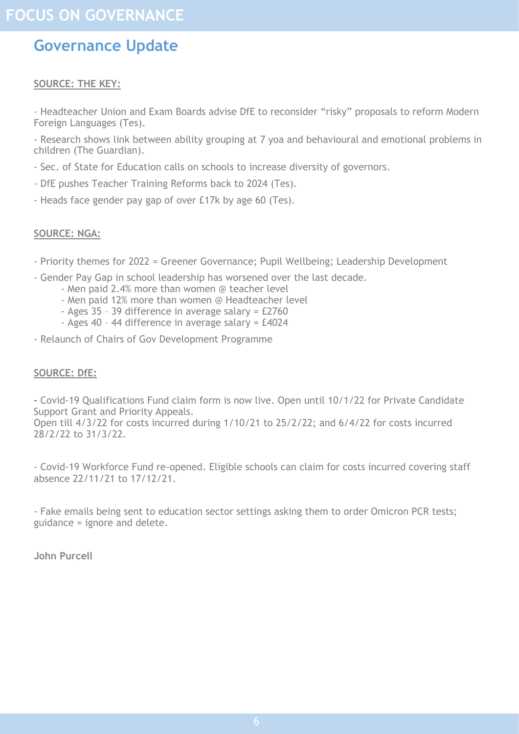# FOCUS ON GOVERNANCE

## Governance Update

**SOURCE: THE KEY:**

- Headteacher Union and Exam Boards advise DfE to reconsider "risky" proposals to reform Modern Foreign Languages (Tes).
- Research shows link between ability grouping at 7 yoa and behavioural and emotional problems in children (The Guardian).
- Sec. of State for Education calls on schools to increase diversity of governors.
- DfE pushes Teacher Training Reforms back to 2024 (Tes).
- Heads face gender pay gap of over £17k by age 60 (Tes).

**SOURCE: NGA:**

- Priority themes for 2022 = Greener Governance; Pupil Wellbeing; Leadership Development
- Gender Pay Gap in school leadership has worsened over the last decade.
  - Men paid 2.4% more than women @ teacher level
  - Men paid 12% more than women @ Headteacher level
  - Ages 35 – 39 difference in average salary = £2760
  - Ages 40 – 44 difference in average salary = £4024
- Relaunch of Chairs of Gov Development Programme

**SOURCE: DfE:**

- Covid-19 Qualifications Fund claim form is now live. Open until 10/1/22 for Private Candidate Support Grant and Priority Appeals.
  Open till 4/3/22 for costs incurred during 1/10/21 to 25/2/22; and 6/4/22 for costs incurred 28/2/22 to 31/3/22.

- Covid-19 Workforce Fund re-opened. Eligible schools can claim for costs incurred covering staff absence 22/11/21 to 17/12/21.

- Fake emails being sent to education sector settings asking them to order Omicron PCR tests; guidance = ignore and delete.

**John Purcell**